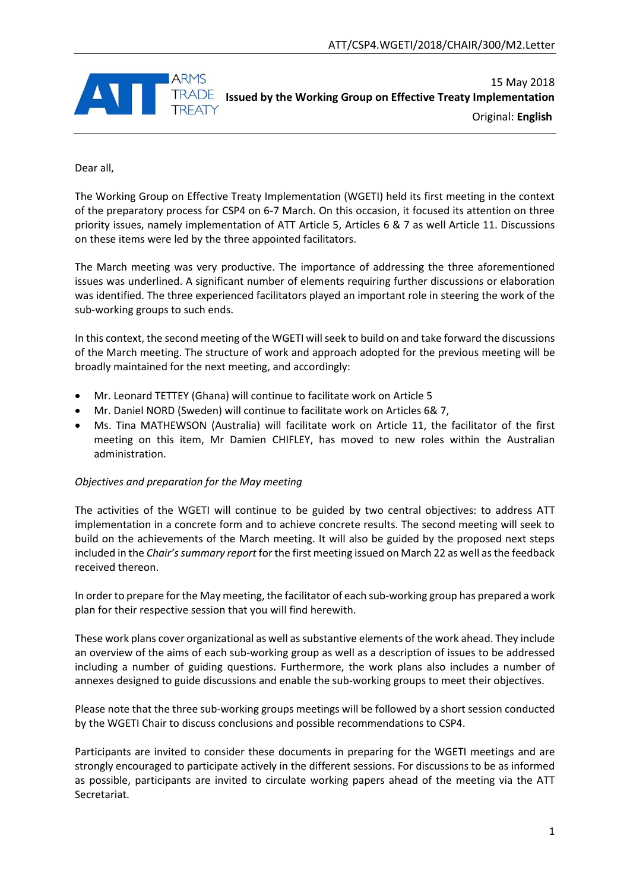ATT/CSP4.WGETI/2018/CHAIR/300/M2.Letter

ARMS TRADE TREATY

15 May 2018

**Issued by the Working Group on Effective Treaty Implementation**

Original: **English**

Dear all,

The Working Group on Effective Treaty Implementation (WGETI) held its first meeting in the context of the preparatory process for CSP4 on 6-7 March. On this occasion, it focused its attention on three priority issues, namely implementation of ATT Article 5, Articles 6 & 7 as well Article 11. Discussions on these items were led by the three appointed facilitators.

The March meeting was very productive. The importance of addressing the three aforementioned issues was underlined. A significant number of elements requiring further discussions or elaboration was identified. The three experienced facilitators played an important role in steering the work of the sub-working groups to such ends.

In this context, the second meeting of the WGETI will seek to build on and take forward the discussions of the March meeting. The structure of work and approach adopted for the previous meeting will be broadly maintained for the next meeting, and accordingly:

- Mr. Leonard TETTEY (Ghana) will continue to facilitate work on Article 5
- Mr. Daniel NORD (Sweden) will continue to facilitate work on Articles 6& 7,
- Ms. Tina MATHEWSON (Australia) will facilitate work on Article 11, the facilitator of the first meeting on this item, Mr Damien CHIFLEY, has moved to new roles within the Australian administration.

*Objectives and preparation for the May meeting*

The activities of the WGETI will continue to be guided by two central objectives: to address ATT implementation in a concrete form and to achieve concrete results. The second meeting will seek to build on the achievements of the March meeting. It will also be guided by the proposed next steps included in the *Chair's summary report* for the first meeting issued on March 22 as well as the feedback received thereon.

In order to prepare for the May meeting, the facilitator of each sub-working group has prepared a work plan for their respective session that you will find herewith.

These work plans cover organizational as well as substantive elements of the work ahead. They include an overview of the aims of each sub-working group as well as a description of issues to be addressed including a number of guiding questions. Furthermore, the work plans also includes a number of annexes designed to guide discussions and enable the sub-working groups to meet their objectives.

Please note that the three sub-working groups meetings will be followed by a short session conducted by the WGETI Chair to discuss conclusions and possible recommendations to CSP4.

Participants are invited to consider these documents in preparing for the WGETI meetings and are strongly encouraged to participate actively in the different sessions. For discussions to be as informed as possible, participants are invited to circulate working papers ahead of the meeting via the ATT Secretariat.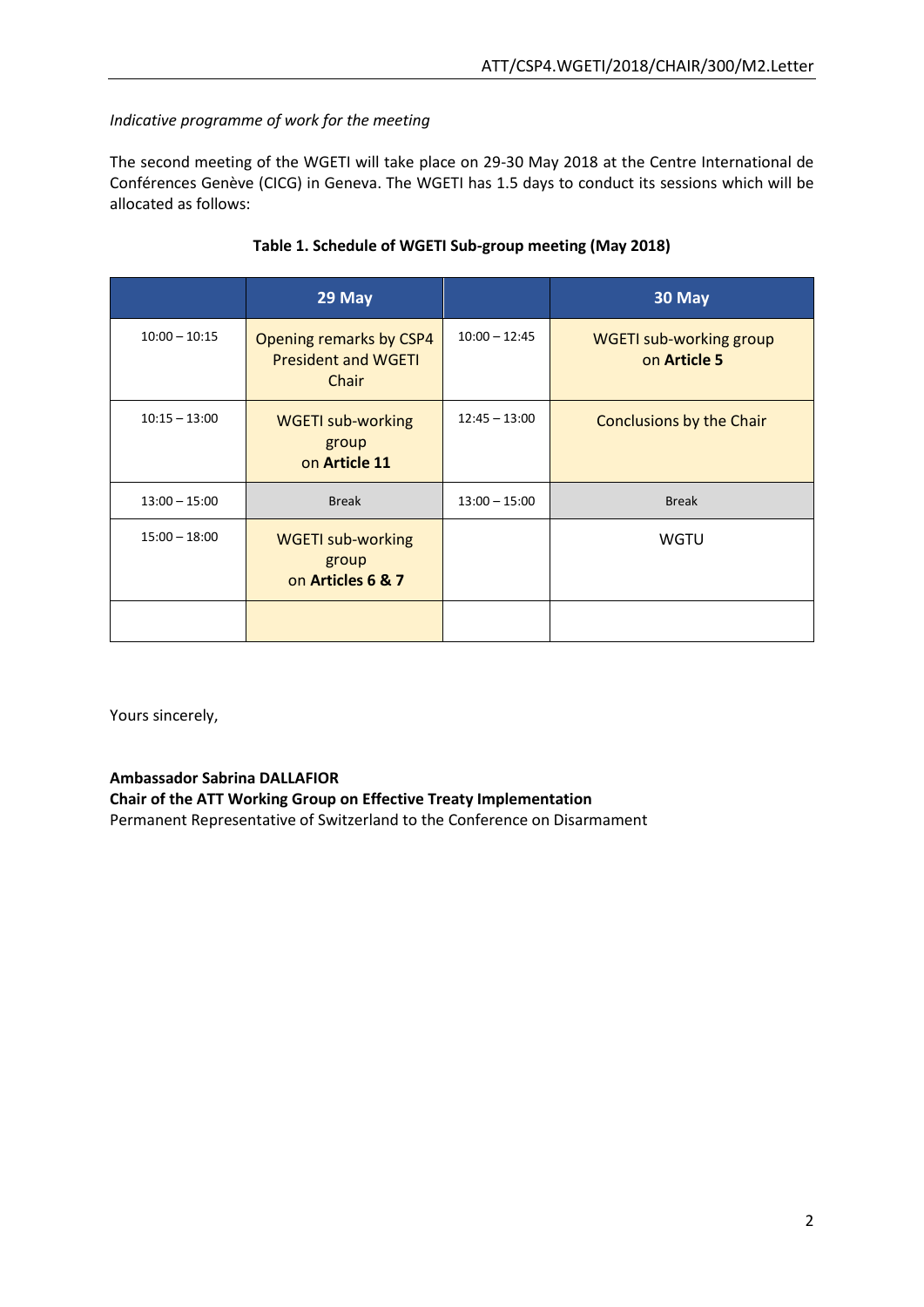*Indicative programme of work for the meeting*

The second meeting of the WGETI will take place on 29-30 May 2018 at the Centre International de Conférences Genève (CICG) in Geneva. The WGETI has 1.5 days to conduct its sessions which will be allocated as follows:

**Table 1. Schedule of WGETI Sub-group meeting (May 2018)**

| | 29 May | | 30 May |
|---|---|---|---|
| 10:00 – 10:15 | Opening remarks by CSP4 President and WGETI Chair | 10:00 – 12:45 | WGETI sub-working group on **Article 5** |
| 10:15 – 13:00 | WGETI sub-working group on **Article 11** | 12:45 – 13:00 | Conclusions by the Chair |
| 13:00 – 15:00 | Break | 13:00 – 15:00 | Break |
| 15:00 – 18:00 | WGETI sub-working group on **Articles 6 & 7** | | WGTU |
| | | | |

Yours sincerely,

**Ambassador Sabrina DALLAFIOR**
**Chair of the ATT Working Group on Effective Treaty Implementation**
Permanent Representative of Switzerland to the Conference on Disarmament